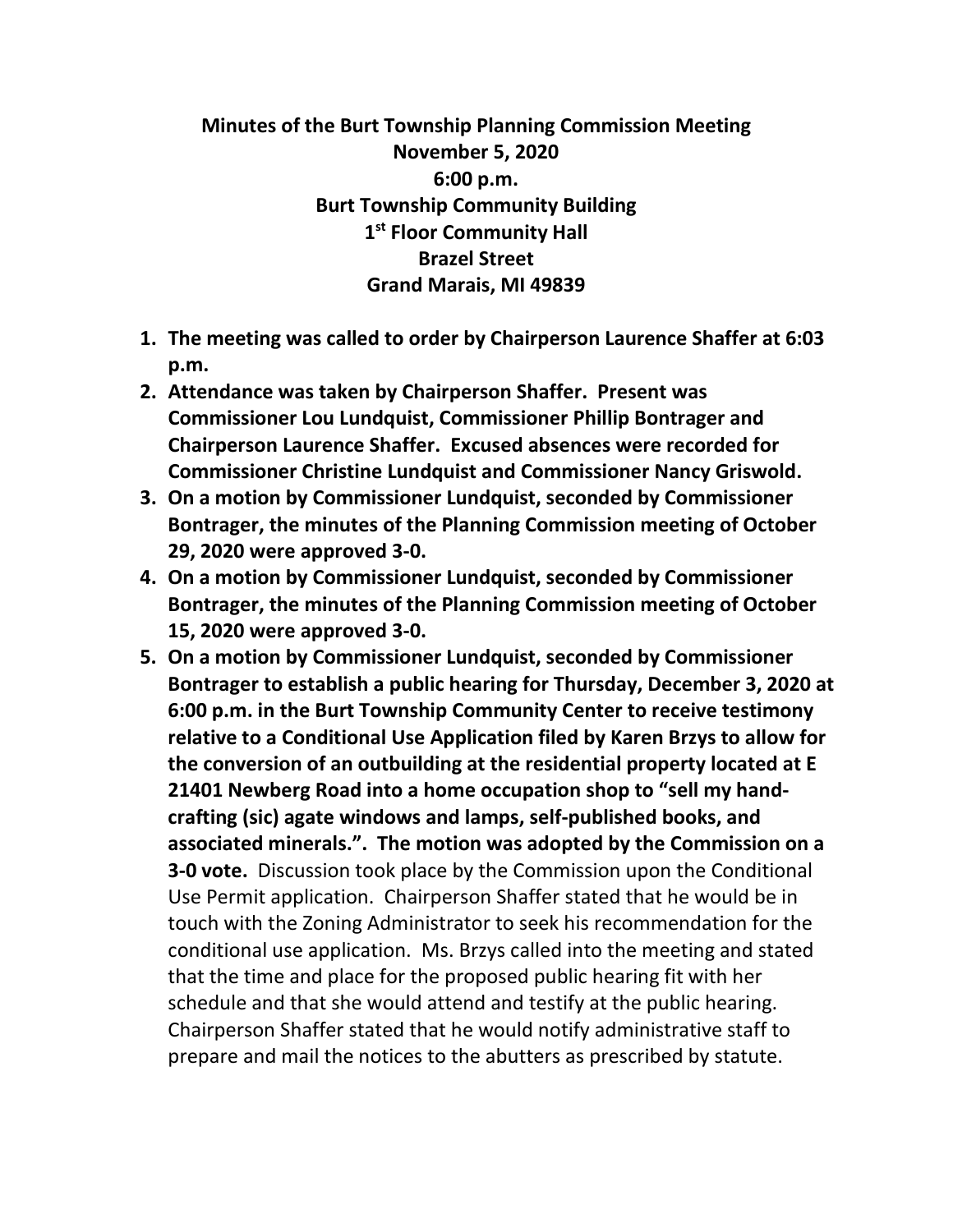**Minutes of the Burt Township Planning Commission Meeting**
**November 5, 2020**
**6:00 p.m.**
**Burt Township Community Building**
**1st Floor Community Hall**
**Brazel Street**
**Grand Marais, MI 49839**

1. **The meeting was called to order by Chairperson Laurence Shaffer at 6:03 p.m.**
2. **Attendance was taken by Chairperson Shaffer. Present was Commissioner Lou Lundquist, Commissioner Phillip Bontrager and Chairperson Laurence Shaffer. Excused absences were recorded for Commissioner Christine Lundquist and Commissioner Nancy Griswold.**
3. **On a motion by Commissioner Lundquist, seconded by Commissioner Bontrager, the minutes of the Planning Commission meeting of October 29, 2020 were approved 3-0.**
4. **On a motion by Commissioner Lundquist, seconded by Commissioner Bontrager, the minutes of the Planning Commission meeting of October 15, 2020 were approved 3-0.**
5. **On a motion by Commissioner Lundquist, seconded by Commissioner Bontrager to establish a public hearing for Thursday, December 3, 2020 at 6:00 p.m. in the Burt Township Community Center to receive testimony relative to a Conditional Use Application filed by Karen Brzys to allow for the conversion of an outbuilding at the residential property located at E 21401 Newberg Road into a home occupation shop to "sell my hand-crafting (sic) agate windows and lamps, self-published books, and associated minerals.". The motion was adopted by the Commission on a 3-0 vote.** Discussion took place by the Commission upon the Conditional Use Permit application. Chairperson Shaffer stated that he would be in touch with the Zoning Administrator to seek his recommendation for the conditional use application. Ms. Brzys called into the meeting and stated that the time and place for the proposed public hearing fit with her schedule and that she would attend and testify at the public hearing. Chairperson Shaffer stated that he would notify administrative staff to prepare and mail the notices to the abutters as prescribed by statute.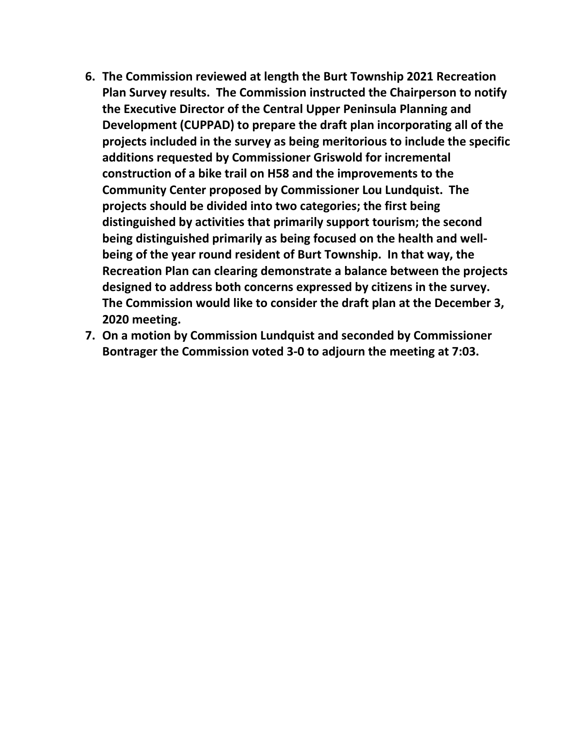6. **The Commission reviewed at length the Burt Township 2021 Recreation Plan Survey results. The Commission instructed the Chairperson to notify the Executive Director of the Central Upper Peninsula Planning and Development (CUPPAD) to prepare the draft plan incorporating all of the projects included in the survey as being meritorious to include the specific additions requested by Commissioner Griswold for incremental construction of a bike trail on H58 and the improvements to the Community Center proposed by Commissioner Lou Lundquist. The projects should be divided into two categories; the first being distinguished by activities that primarily support tourism; the second being distinguished primarily as being focused on the health and well-being of the year round resident of Burt Township. In that way, the Recreation Plan can clearing demonstrate a balance between the projects designed to address both concerns expressed by citizens in the survey. The Commission would like to consider the draft plan at the December 3, 2020 meeting.**
7. **On a motion by Commission Lundquist and seconded by Commissioner Bontrager the Commission voted 3-0 to adjourn the meeting at 7:03.**